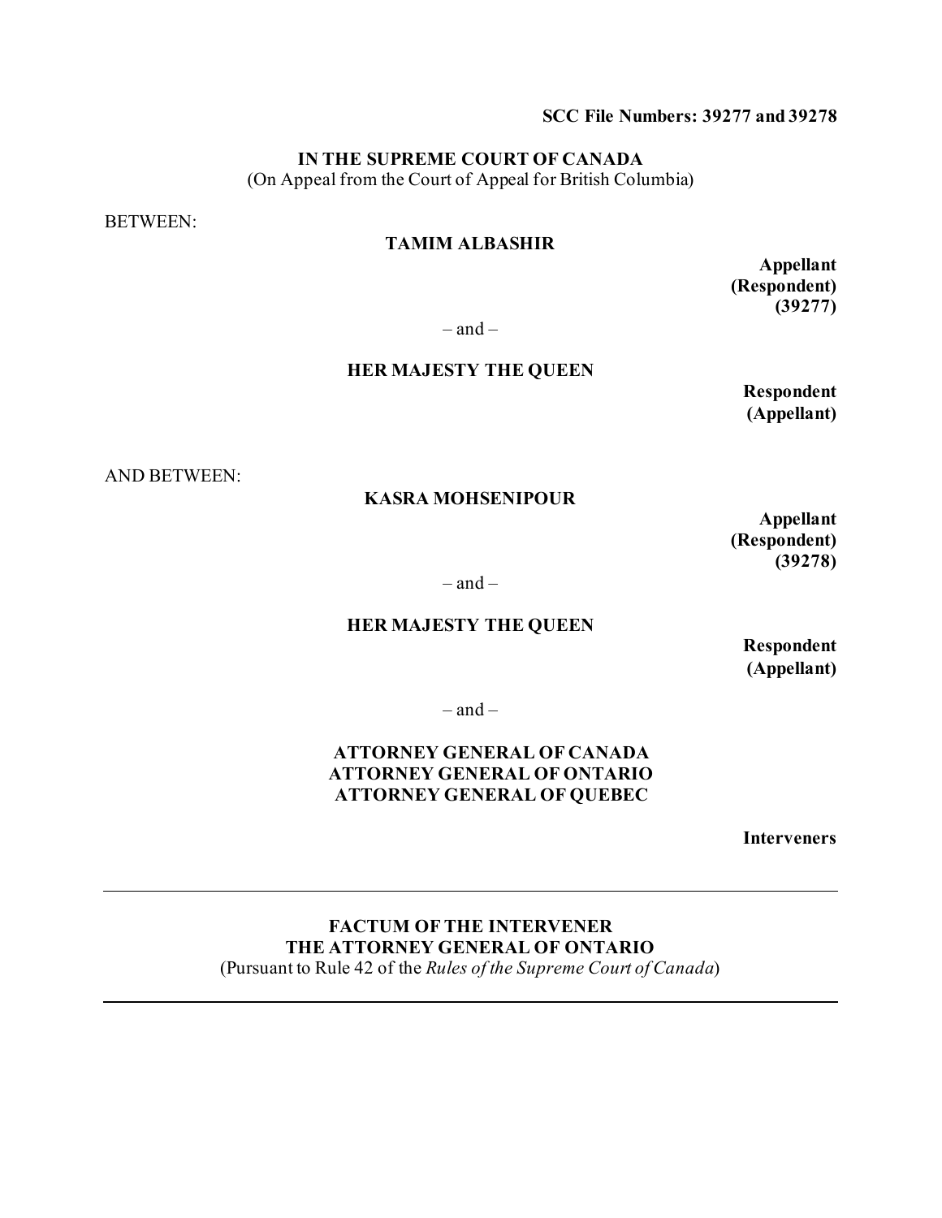**SCC File Numbers: 39277 and 39278**

**IN THE SUPREME COURT OF CANADA**
(On Appeal from the Court of Appeal for British Columbia)

BETWEEN:

**TAMIM ALBASHIR**

**Appellant**
**(Respondent)**
**(39277)**

– and –

**HER MAJESTY THE QUEEN**

**Respondent**
**(Appellant)**

AND BETWEEN:

**KASRA MOHSENIPOUR**

**Appellant**
**(Respondent)**
**(39278)**

– and –

**HER MAJESTY THE QUEEN**

**Respondent**
**(Appellant)**

– and –

**ATTORNEY GENERAL OF CANADA**
**ATTORNEY GENERAL OF ONTARIO**
**ATTORNEY GENERAL OF QUEBEC**

**Interveners**

---

**FACTUM OF THE INTERVENER**
**THE ATTORNEY GENERAL OF ONTARIO**
(Pursuant to Rule 42 of the *Rules of the Supreme Court of Canada*)

---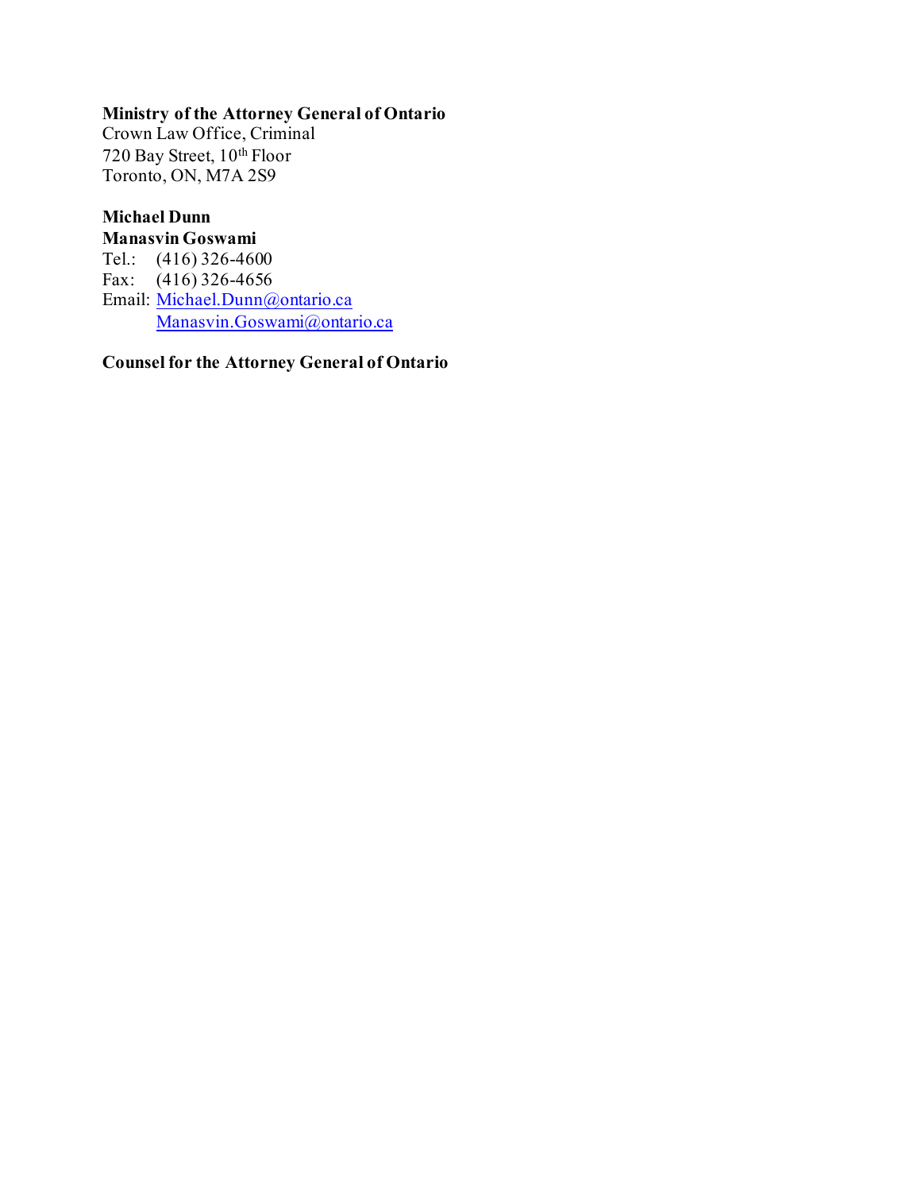**Ministry of the Attorney General of Ontario**
Crown Law Office, Criminal
720 Bay Street, 10th Floor
Toronto, ON, M7A 2S9

**Michael Dunn**
**Manasvin Goswami**
Tel.: (416) 326-4600
Fax: (416) 326-4656
Email: Michael.Dunn@ontario.ca
Manasvin.Goswami@ontario.ca

**Counsel for the Attorney General of Ontario**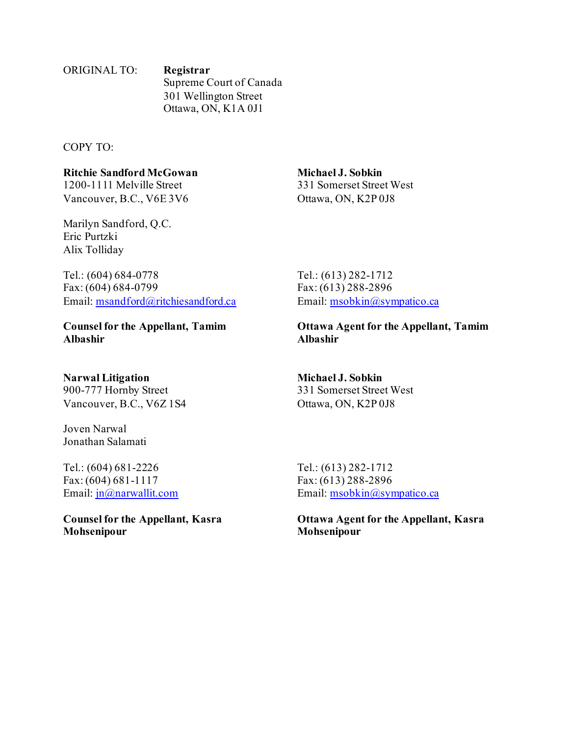ORIGINAL TO: **Registrar**
Supreme Court of Canada
301 Wellington Street
Ottawa, ON, K1A 0J1

COPY TO:

**Ritchie Sandford McGowan**
1200-1111 Melville Street
Vancouver, B.C., V6E 3V6

Marilyn Sandford, Q.C.
Eric Purtzki
Alix Tolliday

Tel.: (604) 684-0778
Fax: (604) 684-0799
Email: msandford@ritchiesandford.ca

**Counsel for the Appellant, Tamim Albashir**

**Michael J. Sobkin**
331 Somerset Street West
Ottawa, ON, K2P 0J8

Tel.: (613) 282-1712
Fax: (613) 288-2896
Email: msobkin@sympatico.ca

**Ottawa Agent for the Appellant, Tamim Albashir**

**Narwal Litigation**
900-777 Hornby Street
Vancouver, B.C., V6Z 1S4

Joven Narwal
Jonathan Salamati

Tel.: (604) 681-2226
Fax: (604) 681-1117
Email: jn@narwallit.com

**Counsel for the Appellant, Kasra Mohsenipour**

**Michael J. Sobkin**
331 Somerset Street West
Ottawa, ON, K2P 0J8

Tel.: (613) 282-1712
Fax: (613) 288-2896
Email: msobkin@sympatico.ca

**Ottawa Agent for the Appellant, Kasra Mohsenipour**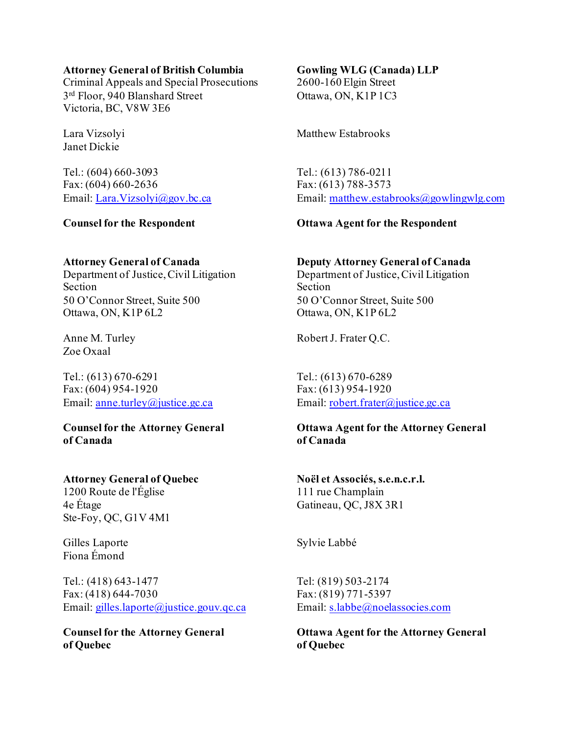**Attorney General of British Columbia**
Criminal Appeals and Special Prosecutions
3rd Floor, 940 Blanshard Street
Victoria, BC, V8W 3E6

Lara Vizsolyi
Janet Dickie

Tel.: (604) 660-3093
Fax: (604) 660-2636
Email: Lara.Vizsolyi@gov.bc.ca

**Counsel for the Respondent**

**Gowling WLG (Canada) LLP**
2600-160 Elgin Street
Ottawa, ON, K1P 1C3

Matthew Estabrooks

Tel.: (613) 786-0211
Fax: (613) 788-3573
Email: matthew.estabrooks@gowlingwlg.com

**Ottawa Agent for the Respondent**

**Attorney General of Canada**
Department of Justice, Civil Litigation Section
50 O'Connor Street, Suite 500
Ottawa, ON, K1P 6L2

Anne M. Turley
Zoe Oxaal

Tel.: (613) 670-6291
Fax: (604) 954-1920
Email: anne.turley@justice.gc.ca

**Counsel for the Attorney General of Canada**

**Deputy Attorney General of Canada**
Department of Justice, Civil Litigation Section
50 O'Connor Street, Suite 500
Ottawa, ON, K1P 6L2

Robert J. Frater Q.C.

Tel.: (613) 670-6289
Fax: (613) 954-1920
Email: robert.frater@justice.gc.ca

**Ottawa Agent for the Attorney General of Canada**

**Attorney General of Quebec**
1200 Route de l'Église
4e Étage
Ste-Foy, QC, G1V 4M1

Gilles Laporte
Fiona Émond

Tel.: (418) 643-1477
Fax: (418) 644-7030
Email: gilles.laporte@justice.gouv.qc.ca

**Counsel for the Attorney General of Quebec**

**Noël et Associés, s.e.n.c.r.l.**
111 rue Champlain
Gatineau, QC, J8X 3R1

Sylvie Labbé

Tel: (819) 503-2174
Fax: (819) 771-5397
Email: s.labbe@noelassocies.com

**Ottawa Agent for the Attorney General of Quebec**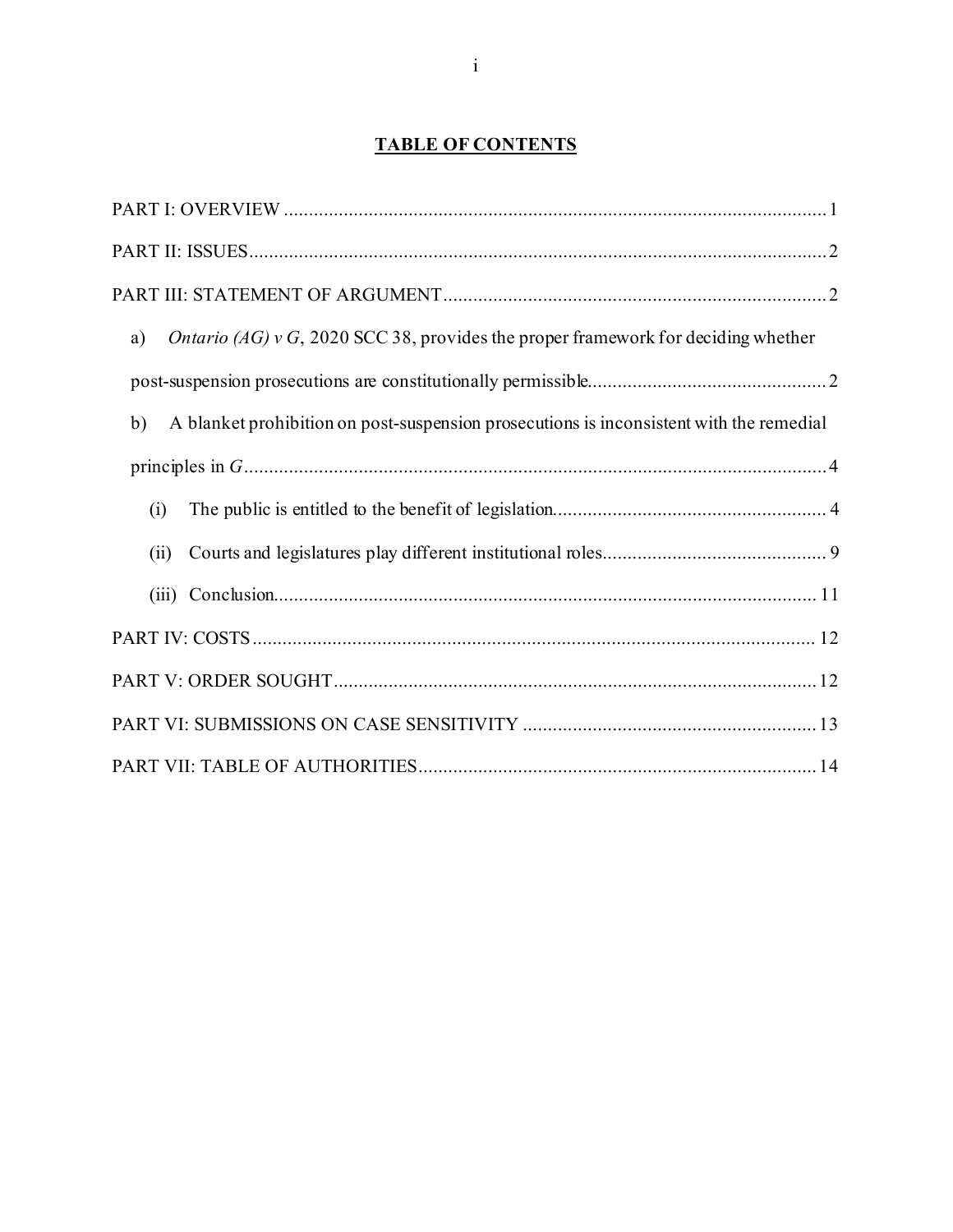## TABLE OF CONTENTS

PART I: OVERVIEW ..... 1

PART II: ISSUES ..... 2

PART III: STATEMENT OF ARGUMENT ..... 2

a) *Ontario (AG) v G*, 2020 SCC 38, provides the proper framework for deciding whether post-suspension prosecutions are constitutionally permissible ..... 2

b) A blanket prohibition on post-suspension prosecutions is inconsistent with the remedial principles in *G* ..... 4

(i) The public is entitled to the benefit of legislation ..... 4

(ii) Courts and legislatures play different institutional roles ..... 9

(iii) Conclusion ..... 11

PART IV: COSTS ..... 12

PART V: ORDER SOUGHT ..... 12

PART VI: SUBMISSIONS ON CASE SENSITIVITY ..... 13

PART VII: TABLE OF AUTHORITIES ..... 14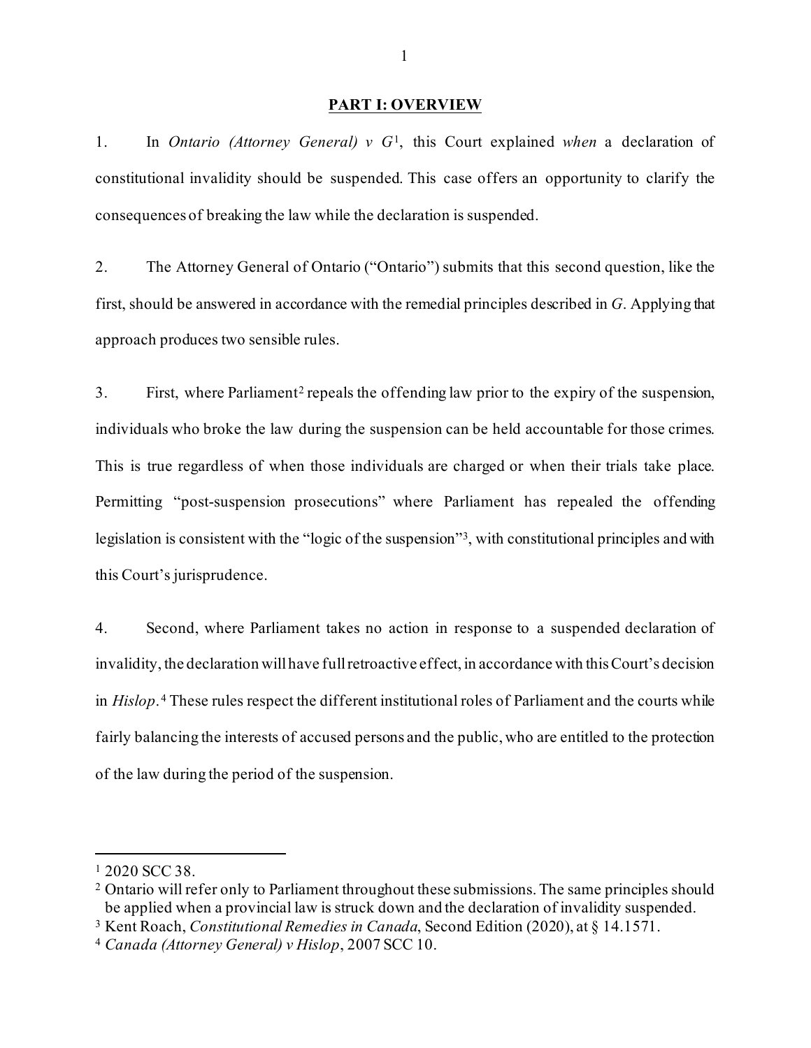## PART I: OVERVIEW

1. In *Ontario (Attorney General) v G*[1], this Court explained *when* a declaration of constitutional invalidity should be suspended. This case offers an opportunity to clarify the consequences of breaking the law while the declaration is suspended.

2. The Attorney General of Ontario ("Ontario") submits that this second question, like the first, should be answered in accordance with the remedial principles described in *G*. Applying that approach produces two sensible rules.

3. First, where Parliament[2] repeals the offending law prior to the expiry of the suspension, individuals who broke the law during the suspension can be held accountable for those crimes. This is true regardless of when those individuals are charged or when their trials take place. Permitting "post-suspension prosecutions" where Parliament has repealed the offending legislation is consistent with the "logic of the suspension"[3], with constitutional principles and with this Court's jurisprudence.

4. Second, where Parliament takes no action in response to a suspended declaration of invalidity, the declaration will have full retroactive effect, in accordance with this Court's decision in *Hislop*.[4] These rules respect the different institutional roles of Parliament and the courts while fairly balancing the interests of accused persons and the public, who are entitled to the protection of the law during the period of the suspension.

---

[1] 2020 SCC 38.

[2] Ontario will refer only to Parliament throughout these submissions. The same principles should be applied when a provincial law is struck down and the declaration of invalidity suspended.

[3] Kent Roach, *Constitutional Remedies in Canada*, Second Edition (2020), at § 14.1571.

[4] *Canada (Attorney General) v Hislop*, 2007 SCC 10.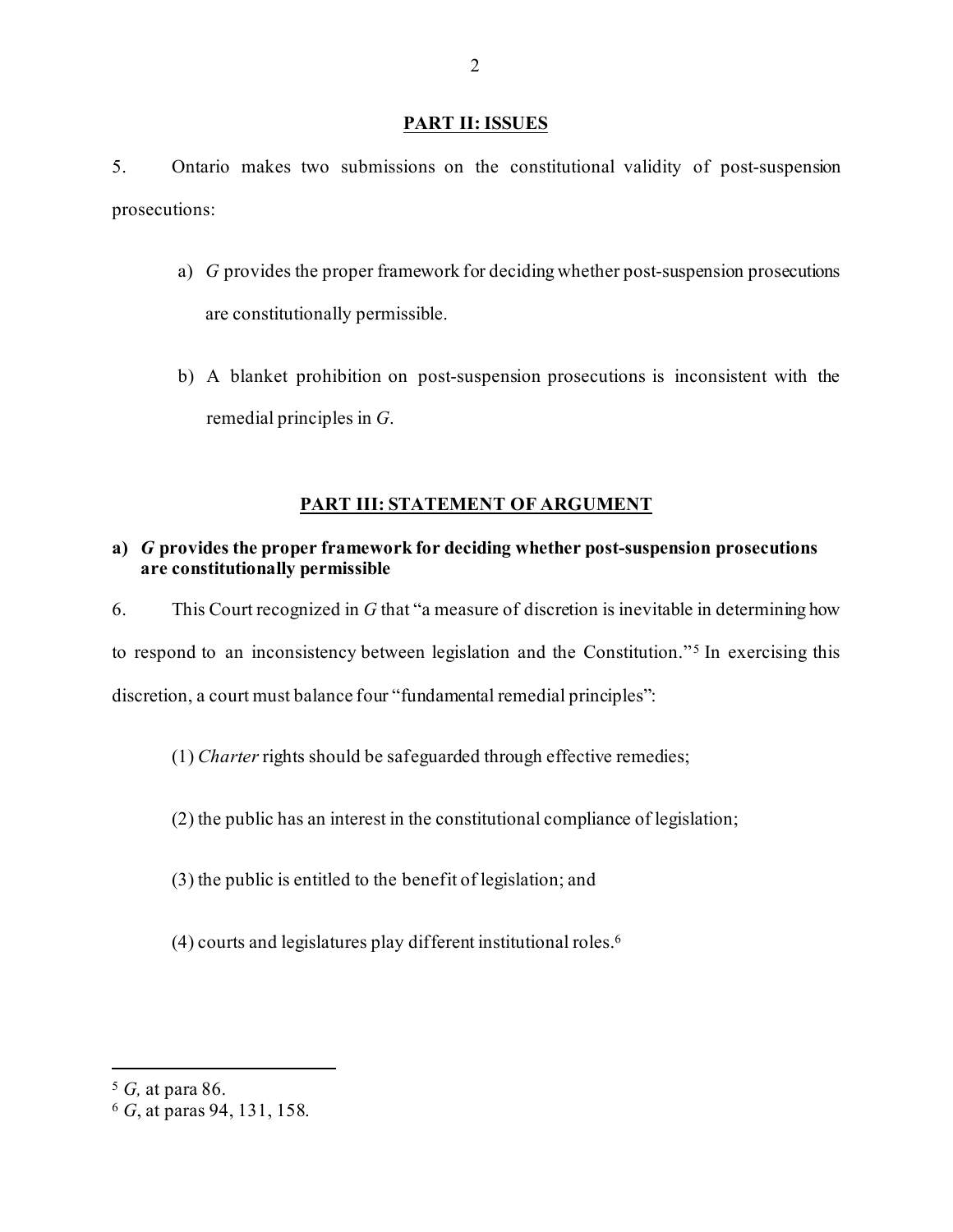## PART II: ISSUES

5. Ontario makes two submissions on the constitutional validity of post-suspension prosecutions:

a) *G* provides the proper framework for deciding whether post-suspension prosecutions are constitutionally permissible.

b) A blanket prohibition on post-suspension prosecutions is inconsistent with the remedial principles in *G*.

## PART III: STATEMENT OF ARGUMENT

### a) *G* provides the proper framework for deciding whether post-suspension prosecutions are constitutionally permissible

6. This Court recognized in *G* that "a measure of discretion is inevitable in determining how to respond to an inconsistency between legislation and the Constitution."[5] In exercising this discretion, a court must balance four "fundamental remedial principles":

(1) *Charter* rights should be safeguarded through effective remedies;

(2) the public has an interest in the constitutional compliance of legislation;

(3) the public is entitled to the benefit of legislation; and

(4) courts and legislatures play different institutional roles.[6]

---

[5] *G,* at para 86.

[6] *G*, at paras 94, 131, 158.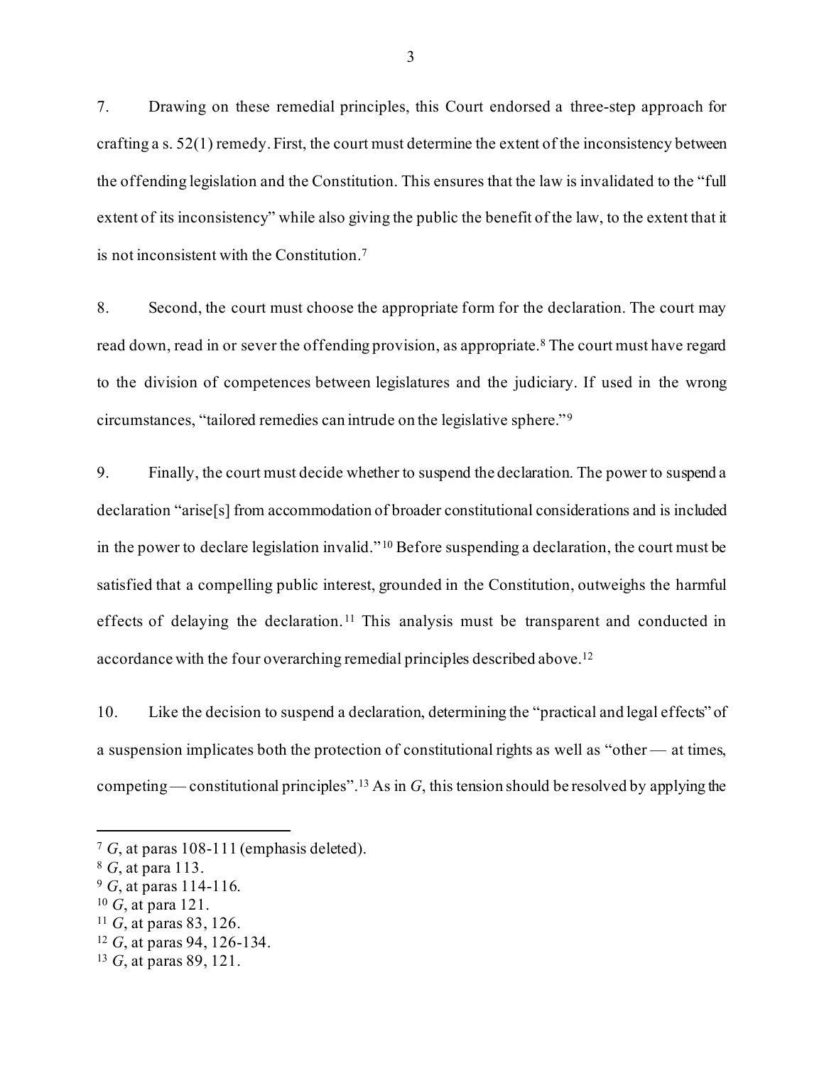7. Drawing on these remedial principles, this Court endorsed a three-step approach for crafting a s. 52(1) remedy. First, the court must determine the extent of the inconsistency between the offending legislation and the Constitution. This ensures that the law is invalidated to the "full extent of its inconsistency" while also giving the public the benefit of the law, to the extent that it is not inconsistent with the Constitution.[7]

8. Second, the court must choose the appropriate form for the declaration. The court may read down, read in or sever the offending provision, as appropriate.[8] The court must have regard to the division of competences between legislatures and the judiciary. If used in the wrong circumstances, "tailored remedies can intrude on the legislative sphere."[9]

9. Finally, the court must decide whether to suspend the declaration. The power to suspend a declaration "arise[s] from accommodation of broader constitutional considerations and is included in the power to declare legislation invalid."[10] Before suspending a declaration, the court must be satisfied that a compelling public interest, grounded in the Constitution, outweighs the harmful effects of delaying the declaration.[11] This analysis must be transparent and conducted in accordance with the four overarching remedial principles described above.[12]

10. Like the decision to suspend a declaration, determining the "practical and legal effects" of a suspension implicates both the protection of constitutional rights as well as "other — at times, competing — constitutional principles".[13] As in *G*, this tension should be resolved by applying the

---

[7] *G*, at paras 108-111 (emphasis deleted).
[8] *G*, at para 113.
[9] *G*, at paras 114-116.
[10] *G*, at para 121.
[11] *G*, at paras 83, 126.
[12] *G*, at paras 94, 126-134.
[13] *G*, at paras 89, 121.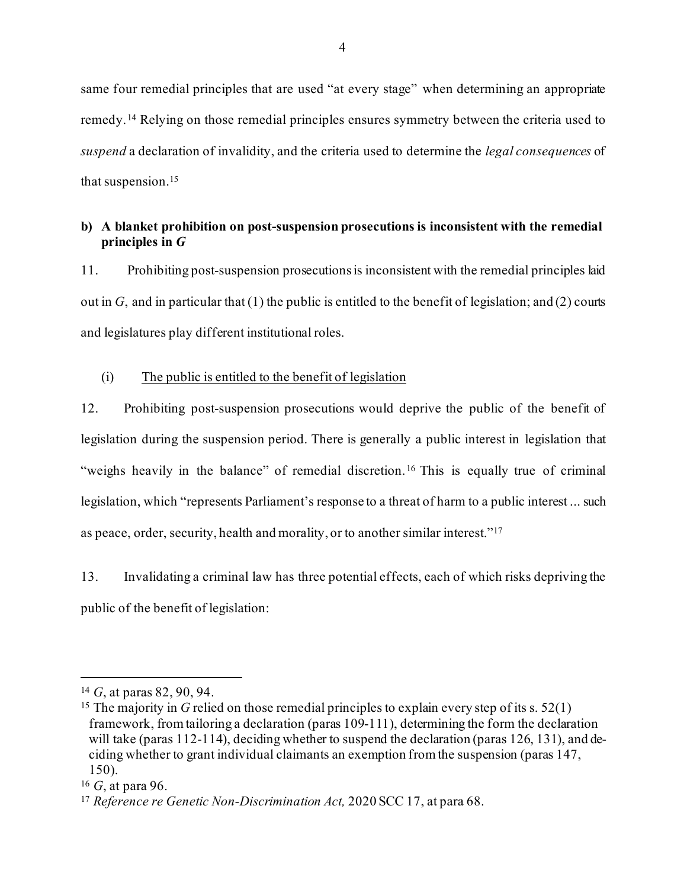same four remedial principles that are used "at every stage" when determining an appropriate remedy.[14] Relying on those remedial principles ensures symmetry between the criteria used to *suspend* a declaration of invalidity, and the criteria used to determine the *legal consequences* of that suspension.[15]

**b) A blanket prohibition on post-suspension prosecutions is inconsistent with the remedial principles in *G***

11. Prohibiting post-suspension prosecutions is inconsistent with the remedial principles laid out in *G*, and in particular that (1) the public is entitled to the benefit of legislation; and (2) courts and legislatures play different institutional roles.

(i) <u>The public is entitled to the benefit of legislation</u>

12. Prohibiting post-suspension prosecutions would deprive the public of the benefit of legislation during the suspension period. There is generally a public interest in legislation that "weighs heavily in the balance" of remedial discretion.[16] This is equally true of criminal legislation, which "represents Parliament's response to a threat of harm to a public interest ... such as peace, order, security, health and morality, or to another similar interest."[17]

13. Invalidating a criminal law has three potential effects, each of which risks depriving the public of the benefit of legislation:

---

[14] *G*, at paras 82, 90, 94.

[15] The majority in *G* relied on those remedial principles to explain every step of its s. 52(1) framework, from tailoring a declaration (paras 109-111), determining the form the declaration will take (paras 112-114), deciding whether to suspend the declaration (paras 126, 131), and deciding whether to grant individual claimants an exemption from the suspension (paras 147, 150).

[16] *G*, at para 96.

[17] *Reference re Genetic Non-Discrimination Act,* 2020 SCC 17, at para 68.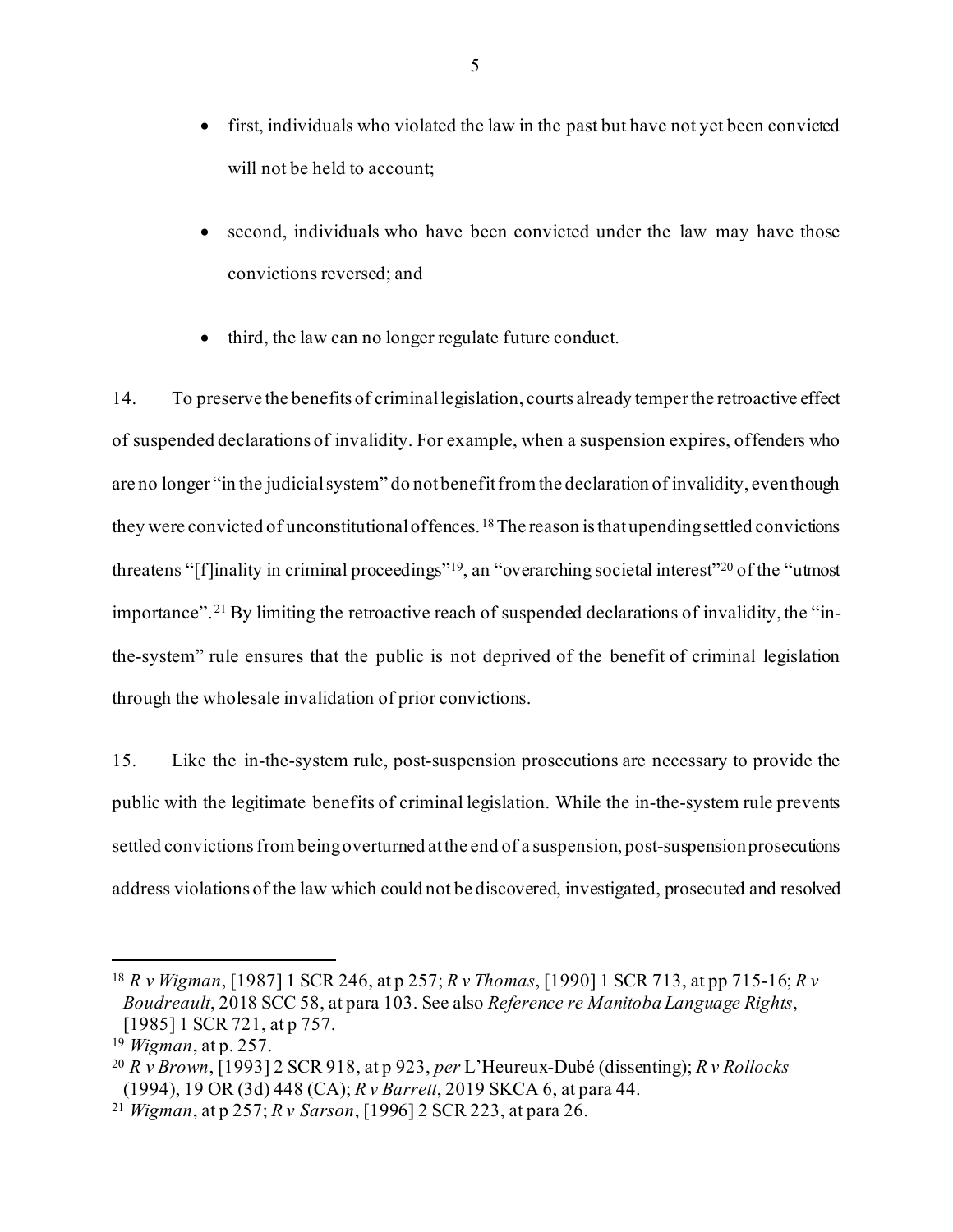- first, individuals who violated the law in the past but have not yet been convicted will not be held to account;
- second, individuals who have been convicted under the law may have those convictions reversed; and
- third, the law can no longer regulate future conduct.

14. To preserve the benefits of criminal legislation, courts already temper the retroactive effect of suspended declarations of invalidity. For example, when a suspension expires, offenders who are no longer "in the judicial system" do not benefit from the declaration of invalidity, even though they were convicted of unconstitutional offences.[18] The reason is that upending settled convictions threatens "[f]inality in criminal proceedings"[19], an "overarching societal interest"[20] of the "utmost importance".[21] By limiting the retroactive reach of suspended declarations of invalidity, the "in-the-system" rule ensures that the public is not deprived of the benefit of criminal legislation through the wholesale invalidation of prior convictions.

15. Like the in-the-system rule, post-suspension prosecutions are necessary to provide the public with the legitimate benefits of criminal legislation. While the in-the-system rule prevents settled convictions from being overturned at the end of a suspension, post-suspension prosecutions address violations of the law which could not be discovered, investigated, prosecuted and resolved

---

[18] *R v Wigman*, [1987] 1 SCR 246, at p 257; *R v Thomas*, [1990] 1 SCR 713, at pp 715-16; *R v Boudreault*, 2018 SCC 58, at para 103. See also *Reference re Manitoba Language Rights*, [1985] 1 SCR 721, at p 757.

[19] *Wigman*, at p. 257.

[20] *R v Brown*, [1993] 2 SCR 918, at p 923, *per* L'Heureux-Dubé (dissenting); *R v Rollocks* (1994), 19 OR (3d) 448 (CA); *R v Barrett*, 2019 SKCA 6, at para 44.

[21] *Wigman*, at p 257; *R v Sarson*, [1996] 2 SCR 223, at para 26.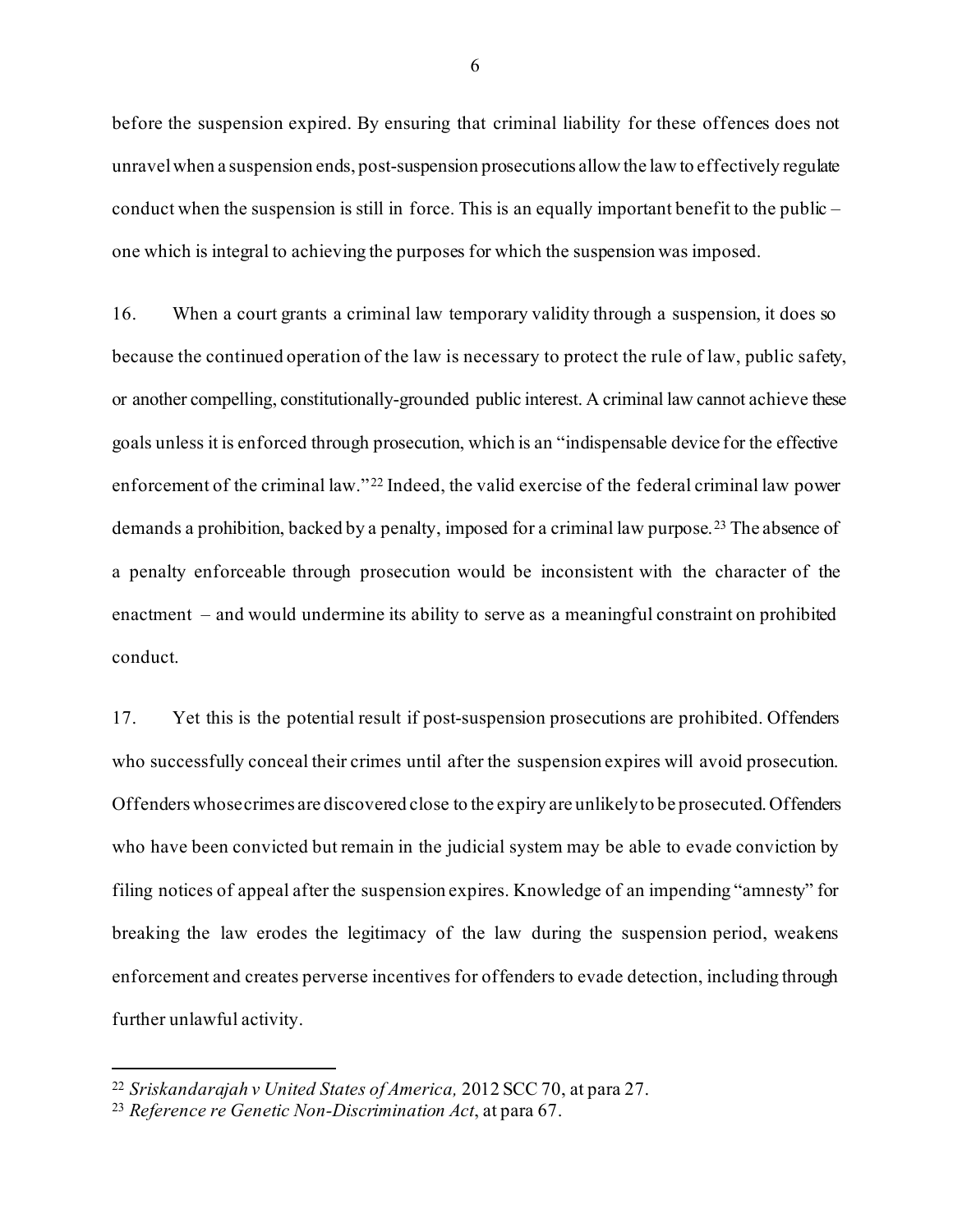before the suspension expired. By ensuring that criminal liability for these offences does not unravel when a suspension ends, post-suspension prosecutions allow the law to effectively regulate conduct when the suspension is still in force. This is an equally important benefit to the public – one which is integral to achieving the purposes for which the suspension was imposed.

16. When a court grants a criminal law temporary validity through a suspension, it does so because the continued operation of the law is necessary to protect the rule of law, public safety, or another compelling, constitutionally-grounded public interest. A criminal law cannot achieve these goals unless it is enforced through prosecution, which is an "indispensable device for the effective enforcement of the criminal law."[22] Indeed, the valid exercise of the federal criminal law power demands a prohibition, backed by a penalty, imposed for a criminal law purpose.[23] The absence of a penalty enforceable through prosecution would be inconsistent with the character of the enactment – and would undermine its ability to serve as a meaningful constraint on prohibited conduct.

17. Yet this is the potential result if post-suspension prosecutions are prohibited. Offenders who successfully conceal their crimes until after the suspension expires will avoid prosecution. Offenders whose crimes are discovered close to the expiry are unlikely to be prosecuted. Offenders who have been convicted but remain in the judicial system may be able to evade conviction by filing notices of appeal after the suspension expires. Knowledge of an impending "amnesty" for breaking the law erodes the legitimacy of the law during the suspension period, weakens enforcement and creates perverse incentives for offenders to evade detection, including through further unlawful activity.

---

[22] *Sriskandarajah v United States of America,* 2012 SCC 70, at para 27.

[23] *Reference re Genetic Non-Discrimination Act*, at para 67.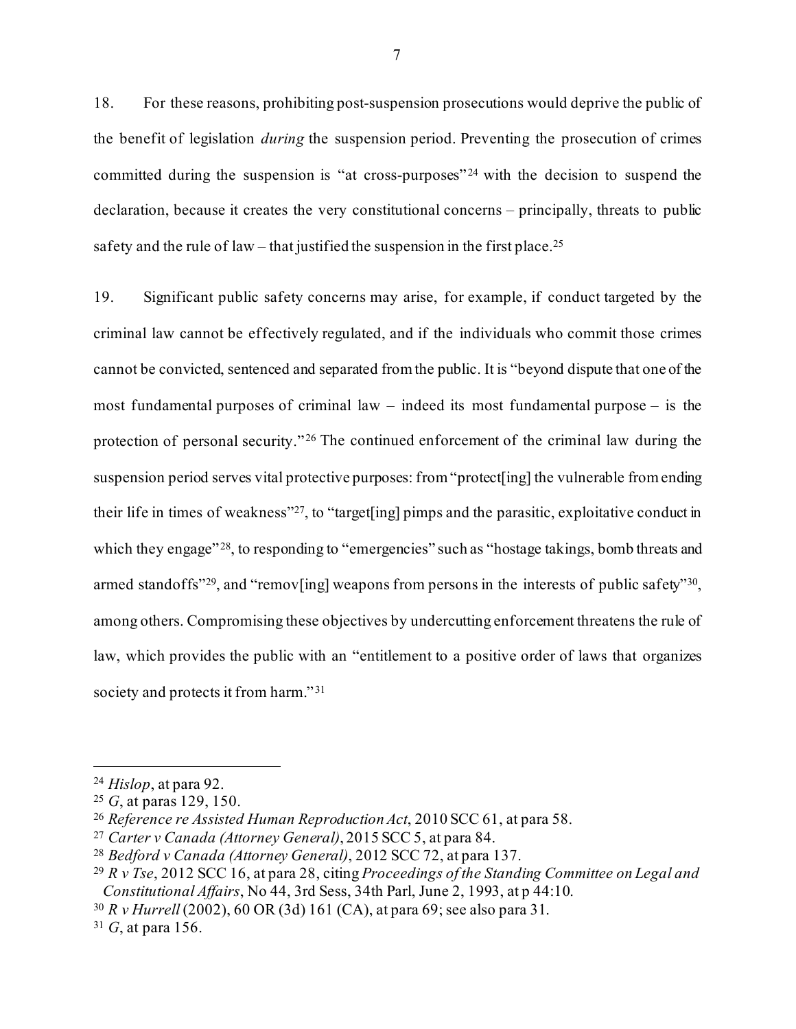18. For these reasons, prohibiting post-suspension prosecutions would deprive the public of the benefit of legislation *during* the suspension period. Preventing the prosecution of crimes committed during the suspension is "at cross-purposes"[24] with the decision to suspend the declaration, because it creates the very constitutional concerns – principally, threats to public safety and the rule of law – that justified the suspension in the first place.[25]

19. Significant public safety concerns may arise, for example, if conduct targeted by the criminal law cannot be effectively regulated, and if the individuals who commit those crimes cannot be convicted, sentenced and separated from the public. It is "beyond dispute that one of the most fundamental purposes of criminal law – indeed its most fundamental purpose – is the protection of personal security."[26] The continued enforcement of the criminal law during the suspension period serves vital protective purposes: from "protect[ing] the vulnerable from ending their life in times of weakness"[27], to "target[ing] pimps and the parasitic, exploitative conduct in which they engage"[28], to responding to "emergencies" such as "hostage takings, bomb threats and armed standoffs"[29], and "remov[ing] weapons from persons in the interests of public safety"[30], among others. Compromising these objectives by undercutting enforcement threatens the rule of law, which provides the public with an "entitlement to a positive order of laws that organizes society and protects it from harm."[31]

---

[24] *Hislop*, at para 92.

[25] *G*, at paras 129, 150.

[26] *Reference re Assisted Human Reproduction Act*, 2010 SCC 61, at para 58.

[27] *Carter v Canada (Attorney General)*, 2015 SCC 5, at para 84.

[28] *Bedford v Canada (Attorney General)*, 2012 SCC 72, at para 137.

[29] *R v Tse*, 2012 SCC 16, at para 28, citing *Proceedings of the Standing Committee on Legal and Constitutional Affairs*, No 44, 3rd Sess, 34th Parl, June 2, 1993, at p 44:10.

[30] *R v Hurrell* (2002), 60 OR (3d) 161 (CA), at para 69; see also para 31.

[31] *G*, at para 156.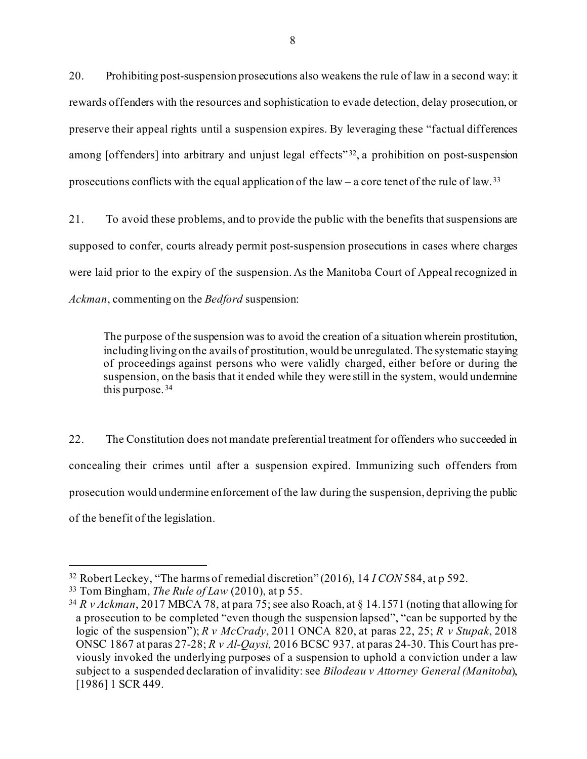20. Prohibiting post-suspension prosecutions also weakens the rule of law in a second way: it rewards offenders with the resources and sophistication to evade detection, delay prosecution, or preserve their appeal rights until a suspension expires. By leveraging these "factual differences among [offenders] into arbitrary and unjust legal effects"[32], a prohibition on post-suspension prosecutions conflicts with the equal application of the law – a core tenet of the rule of law.[33]

21. To avoid these problems, and to provide the public with the benefits that suspensions are supposed to confer, courts already permit post-suspension prosecutions in cases where charges were laid prior to the expiry of the suspension. As the Manitoba Court of Appeal recognized in *Ackman*, commenting on the *Bedford* suspension:

> The purpose of the suspension was to avoid the creation of a situation wherein prostitution, including living on the avails of prostitution, would be unregulated. The systematic staying of proceedings against persons who were validly charged, either before or during the suspension, on the basis that it ended while they were still in the system, would undermine this purpose.[34]

22. The Constitution does not mandate preferential treatment for offenders who succeeded in concealing their crimes until after a suspension expired. Immunizing such offenders from prosecution would undermine enforcement of the law during the suspension, depriving the public of the benefit of the legislation.

---

[32] Robert Leckey, "The harms of remedial discretion" (2016), 14 *I CON* 584, at p 592.

[33] Tom Bingham, *The Rule of Law* (2010), at p 55.

[34] *R v Ackman*, 2017 MBCA 78, at para 75; see also Roach, at § 14.1571 (noting that allowing for a prosecution to be completed "even though the suspension lapsed", "can be supported by the logic of the suspension"); *R v McCrady*, 2011 ONCA 820, at paras 22, 25; *R v Stupak*, 2018 ONSC 1867 at paras 27-28; *R v Al-Qaysi,* 2016 BCSC 937, at paras 24-30. This Court has previously invoked the underlying purposes of a suspension to uphold a conviction under a law subject to a suspended declaration of invalidity: see *Bilodeau v Attorney General (Manitoba*), [1986] 1 SCR 449.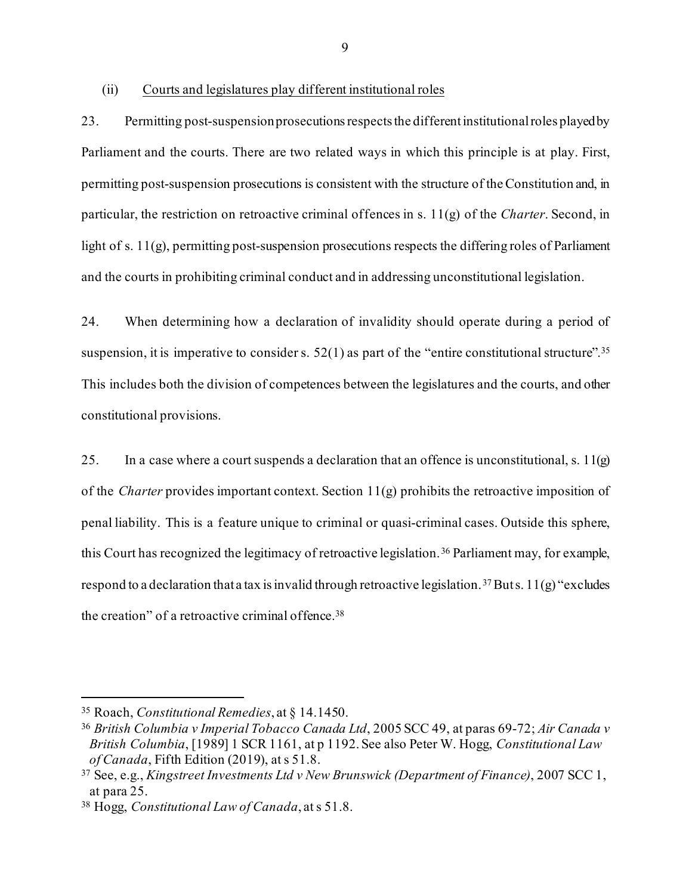(ii) Courts and legislatures play different institutional roles

23. Permitting post-suspension prosecutions respects the different institutional roles played by Parliament and the courts. There are two related ways in which this principle is at play. First, permitting post-suspension prosecutions is consistent with the structure of the Constitution and, in particular, the restriction on retroactive criminal offences in s. 11(g) of the *Charter*. Second, in light of s. 11(g), permitting post-suspension prosecutions respects the differing roles of Parliament and the courts in prohibiting criminal conduct and in addressing unconstitutional legislation.

24. When determining how a declaration of invalidity should operate during a period of suspension, it is imperative to consider s. 52(1) as part of the "entire constitutional structure".[35] This includes both the division of competences between the legislatures and the courts, and other constitutional provisions.

25. In a case where a court suspends a declaration that an offence is unconstitutional, s. 11(g) of the *Charter* provides important context. Section 11(g) prohibits the retroactive imposition of penal liability. This is a feature unique to criminal or quasi-criminal cases. Outside this sphere, this Court has recognized the legitimacy of retroactive legislation.[36] Parliament may, for example, respond to a declaration that a tax is invalid through retroactive legislation.[37] But s. 11(g) "excludes the creation" of a retroactive criminal offence.[38]

---

[35] Roach, *Constitutional Remedies*, at § 14.1450.

[36] *British Columbia v Imperial Tobacco Canada Ltd*, 2005 SCC 49, at paras 69-72; *Air Canada v British Columbia*, [1989] 1 SCR 1161, at p 1192. See also Peter W. Hogg, *Constitutional Law of Canada*, Fifth Edition (2019), at s 51.8.

[37] See, e.g., *Kingstreet Investments Ltd v New Brunswick (Department of Finance)*, 2007 SCC 1, at para 25.

[38] Hogg, *Constitutional Law of Canada*, at s 51.8.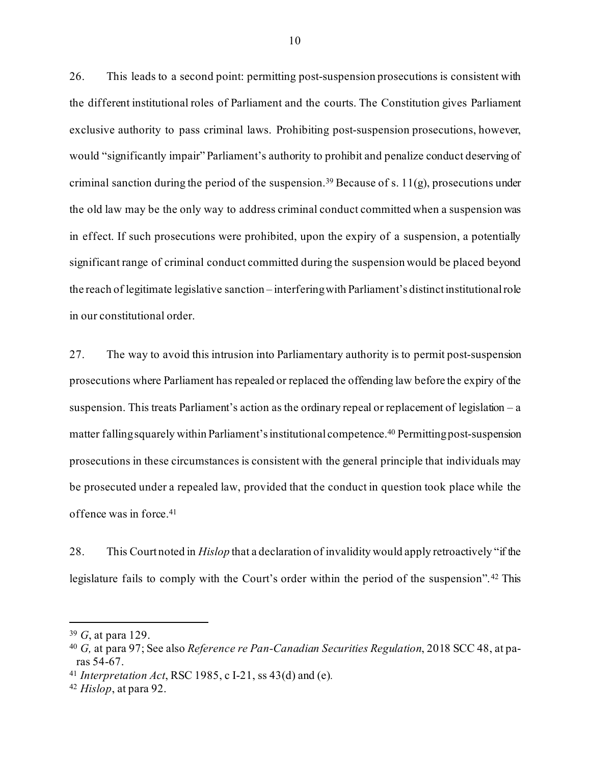26. This leads to a second point: permitting post-suspension prosecutions is consistent with the different institutional roles of Parliament and the courts. The Constitution gives Parliament exclusive authority to pass criminal laws. Prohibiting post-suspension prosecutions, however, would "significantly impair" Parliament's authority to prohibit and penalize conduct deserving of criminal sanction during the period of the suspension.[39] Because of s. 11(g), prosecutions under the old law may be the only way to address criminal conduct committed when a suspension was in effect. If such prosecutions were prohibited, upon the expiry of a suspension, a potentially significant range of criminal conduct committed during the suspension would be placed beyond the reach of legitimate legislative sanction – interfering with Parliament's distinct institutional role in our constitutional order.

27. The way to avoid this intrusion into Parliamentary authority is to permit post-suspension prosecutions where Parliament has repealed or replaced the offending law before the expiry of the suspension. This treats Parliament's action as the ordinary repeal or replacement of legislation – a matter falling squarely within Parliament's institutional competence.[40] Permitting post-suspension prosecutions in these circumstances is consistent with the general principle that individuals may be prosecuted under a repealed law, provided that the conduct in question took place while the offence was in force.[41]

28. This Court noted in *Hislop* that a declaration of invalidity would apply retroactively "if the legislature fails to comply with the Court's order within the period of the suspension".[42] This

---

[39] *G*, at para 129.

[40] *G,* at para 97; See also *Reference re Pan-Canadian Securities Regulation*, 2018 SCC 48, at paras 54-67.

[41] *Interpretation Act*, RSC 1985, c I-21, ss 43(d) and (e).

[42] *Hislop*, at para 92.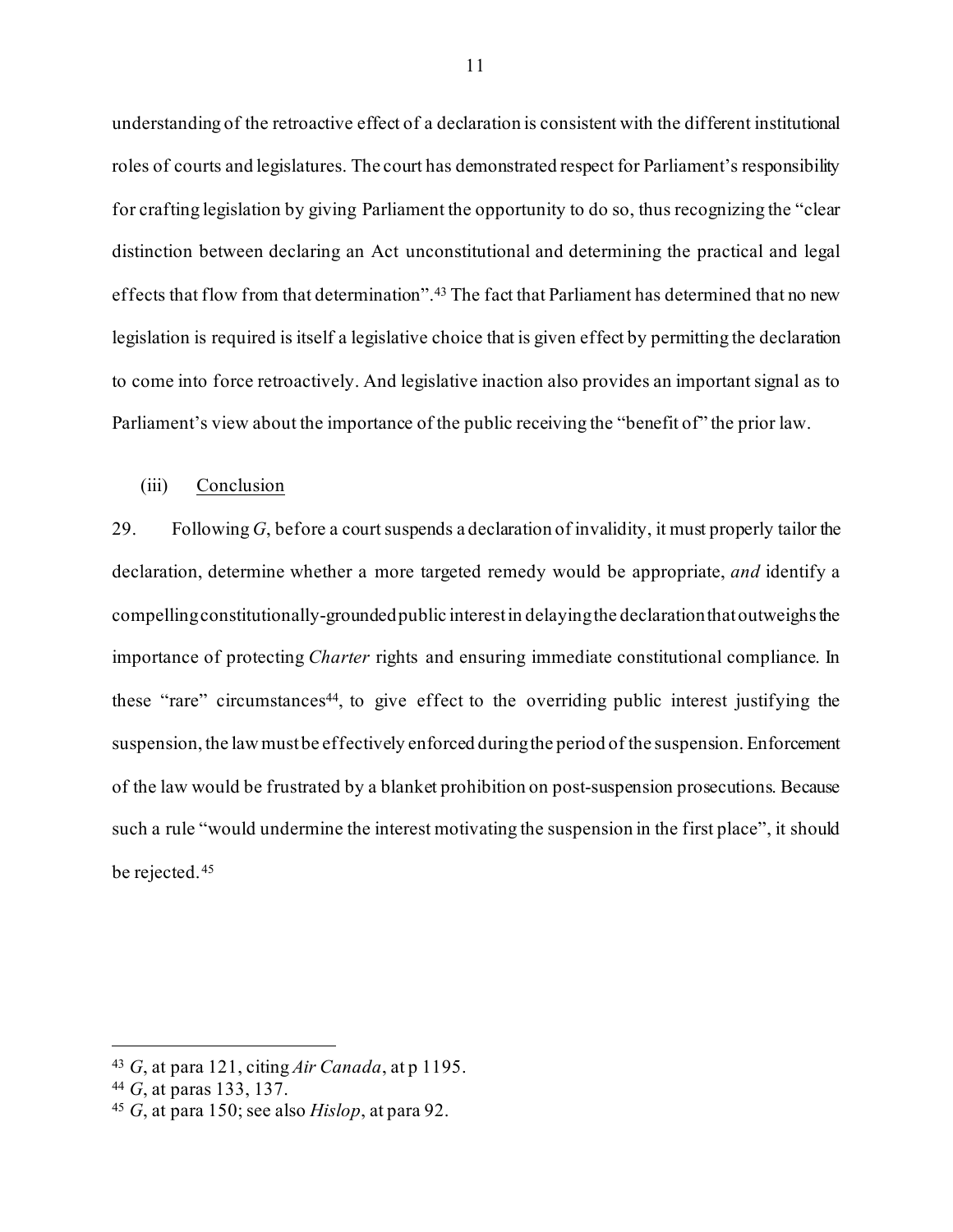understanding of the retroactive effect of a declaration is consistent with the different institutional roles of courts and legislatures. The court has demonstrated respect for Parliament's responsibility for crafting legislation by giving Parliament the opportunity to do so, thus recognizing the "clear distinction between declaring an Act unconstitutional and determining the practical and legal effects that flow from that determination".[43] The fact that Parliament has determined that no new legislation is required is itself a legislative choice that is given effect by permitting the declaration to come into force retroactively. And legislative inaction also provides an important signal as to Parliament's view about the importance of the public receiving the "benefit of" the prior law.

(iii) Conclusion

29. Following *G*, before a court suspends a declaration of invalidity, it must properly tailor the declaration, determine whether a more targeted remedy would be appropriate, *and* identify a compelling constitutionally-grounded public interest in delaying the declaration that outweighs the importance of protecting *Charter* rights and ensuring immediate constitutional compliance. In these "rare" circumstances[44], to give effect to the overriding public interest justifying the suspension, the law must be effectively enforced during the period of the suspension. Enforcement of the law would be frustrated by a blanket prohibition on post-suspension prosecutions. Because such a rule "would undermine the interest motivating the suspension in the first place", it should be rejected.[45]

---

[43] *G*, at para 121, citing *Air Canada*, at p 1195.

[44] *G*, at paras 133, 137.

[45] *G*, at para 150; see also *Hislop*, at para 92.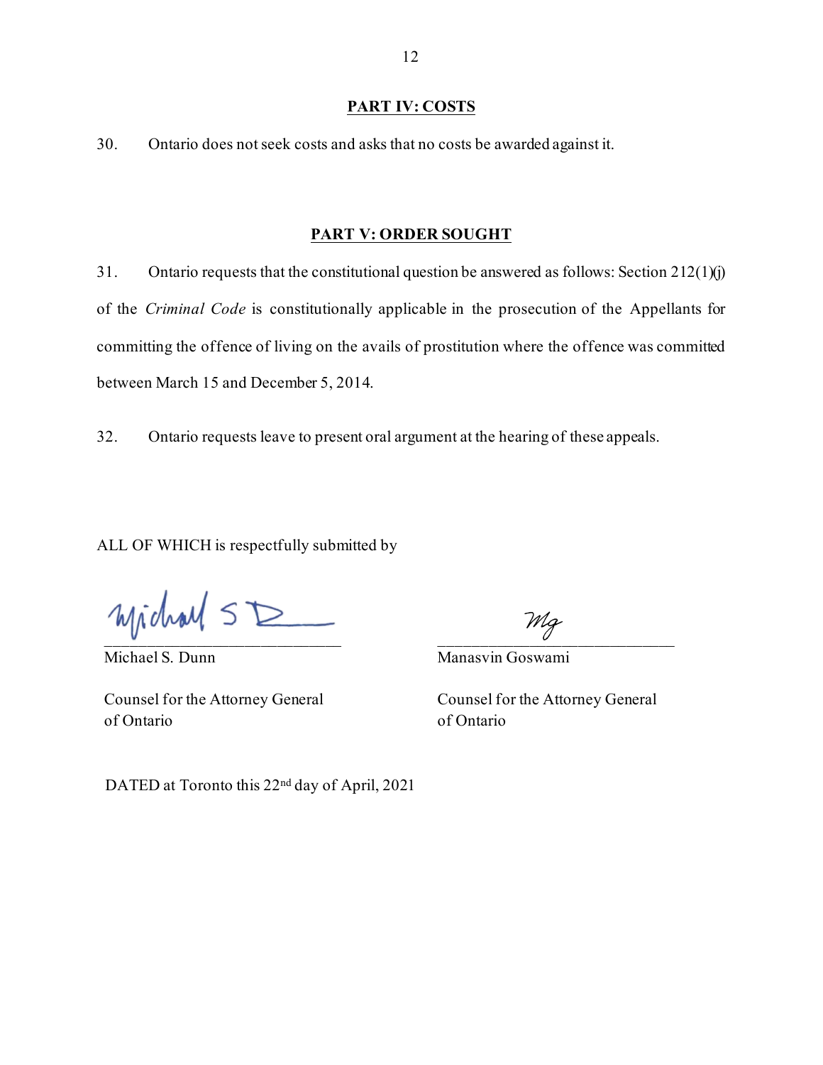## PART IV: COSTS

30. Ontario does not seek costs and asks that no costs be awarded against it.

## PART V: ORDER SOUGHT

31. Ontario requests that the constitutional question be answered as follows: Section 212(1)(j) of the *Criminal Code* is constitutionally applicable in the prosecution of the Appellants for committing the offence of living on the avails of prostitution where the offence was committed between March 15 and December 5, 2014.

32. Ontario requests leave to present oral argument at the hearing of these appeals.

ALL OF WHICH is respectfully submitted by

| | |
|---|---|
| Michael S. Dunn | Manasvin Goswami |
| Counsel for the Attorney General of Ontario | Counsel for the Attorney General of Ontario |

DATED at Toronto this 22nd day of April, 2021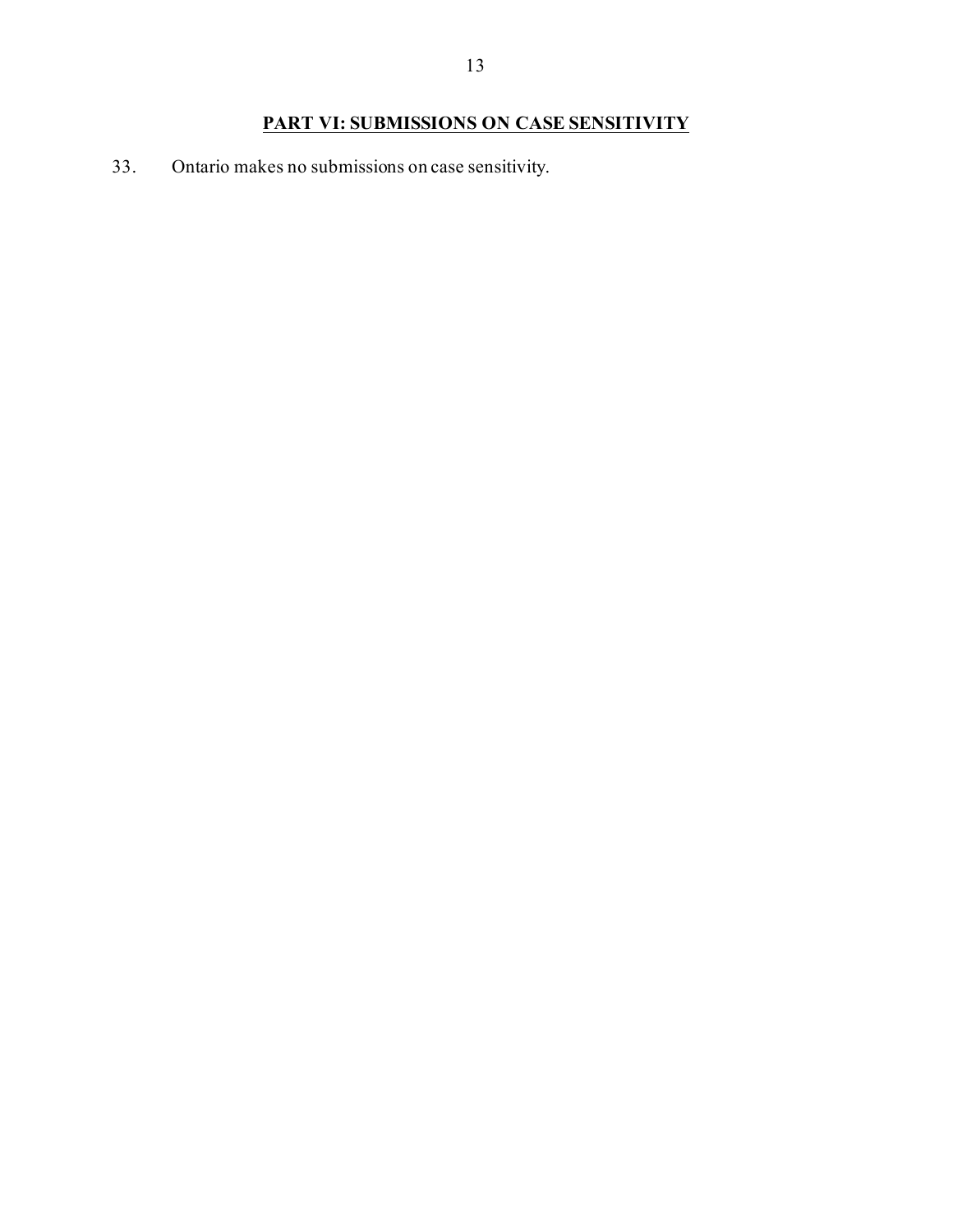## PART VI: SUBMISSIONS ON CASE SENSITIVITY

33. Ontario makes no submissions on case sensitivity.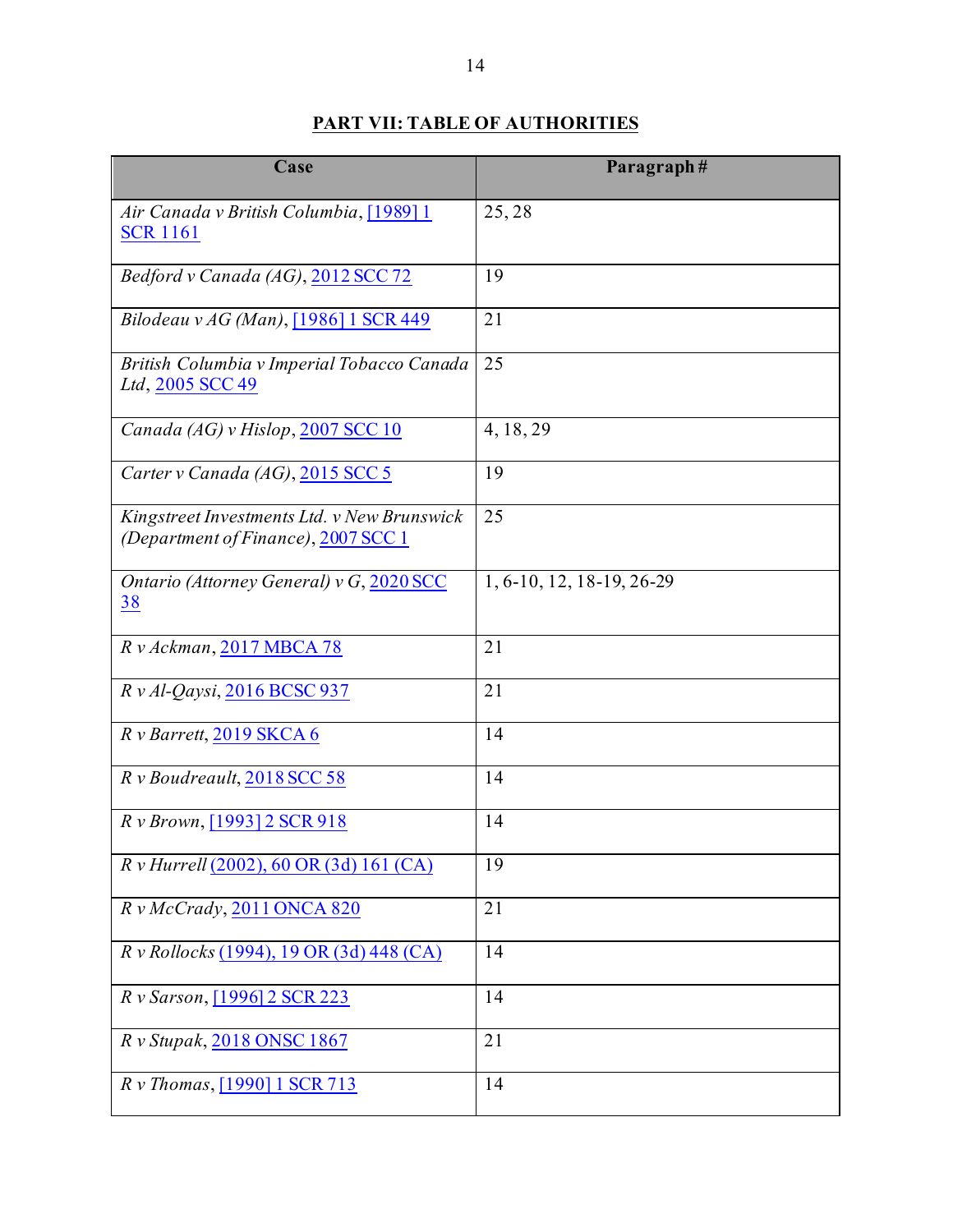## PART VII: TABLE OF AUTHORITIES

| Case | Paragraph # |
|---|---|
| *Air Canada v British Columbia*, [1989] 1 SCR 1161 | 25, 28 |
| *Bedford v Canada (AG)*, 2012 SCC 72 | 19 |
| *Bilodeau v AG (Man)*, [1986] 1 SCR 449 | 21 |
| *British Columbia v Imperial Tobacco Canada Ltd*, 2005 SCC 49 | 25 |
| *Canada (AG) v Hislop*, 2007 SCC 10 | 4, 18, 29 |
| *Carter v Canada (AG)*, 2015 SCC 5 | 19 |
| *Kingstreet Investments Ltd. v New Brunswick (Department of Finance)*, 2007 SCC 1 | 25 |
| *Ontario (Attorney General) v G*, 2020 SCC 38 | 1, 6-10, 12, 18-19, 26-29 |
| *R v Ackman*, 2017 MBCA 78 | 21 |
| *R v Al-Qaysi*, 2016 BCSC 937 | 21 |
| *R v Barrett*, 2019 SKCA 6 | 14 |
| *R v Boudreault*, 2018 SCC 58 | 14 |
| *R v Brown*, [1993] 2 SCR 918 | 14 |
| *R v Hurrell* (2002), 60 OR (3d) 161 (CA) | 19 |
| *R v McCrady*, 2011 ONCA 820 | 21 |
| *R v Rollocks* (1994), 19 OR (3d) 448 (CA) | 14 |
| *R v Sarson*, [1996] 2 SCR 223 | 14 |
| *R v Stupak*, 2018 ONSC 1867 | 21 |
| *R v Thomas*, [1990] 1 SCR 713 | 14 |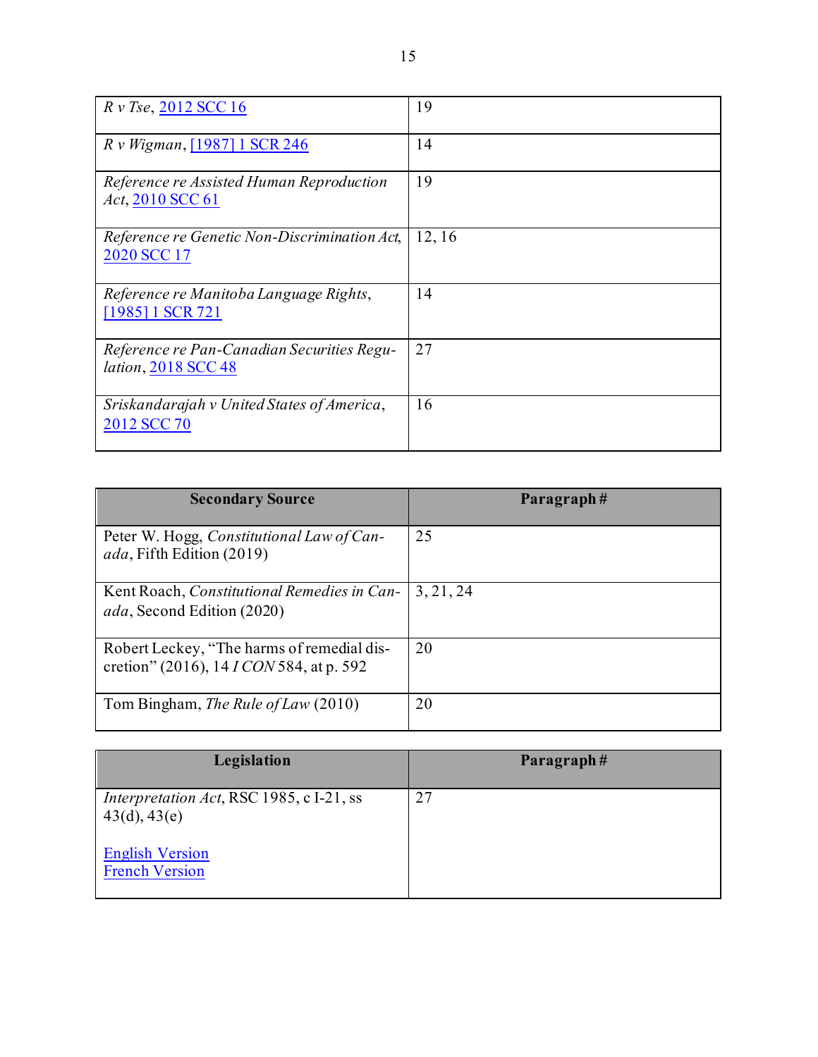| | |
|---|---|
| *R v Tse*, 2012 SCC 16 | 19 |
| *R v Wigman*, [1987] 1 SCR 246 | 14 |
| *Reference re Assisted Human Reproduction Act*, 2010 SCC 61 | 19 |
| *Reference re Genetic Non-Discrimination Act*, 2020 SCC 17 | 12, 16 |
| *Reference re Manitoba Language Rights*, [1985] 1 SCR 721 | 14 |
| *Reference re Pan-Canadian Securities Regulation*, 2018 SCC 48 | 27 |
| *Sriskandarajah v United States of America*, 2012 SCC 70 | 16 |

| **Secondary Source** | **Paragraph #** |
|---|---|
| Peter W. Hogg, *Constitutional Law of Canada*, Fifth Edition (2019) | 25 |
| Kent Roach, *Constitutional Remedies in Canada*, Second Edition (2020) | 3, 21, 24 |
| Robert Leckey, "The harms of remedial discretion" (2016), 14 *I CON* 584, at p. 592 | 20 |
| Tom Bingham, *The Rule of Law* (2010) | 20 |

| **Legislation** | **Paragraph #** |
|---|---|
| *Interpretation Act*, RSC 1985, c I-21, ss 43(d), 43(e)<br><br>English Version<br>French Version | 27 |